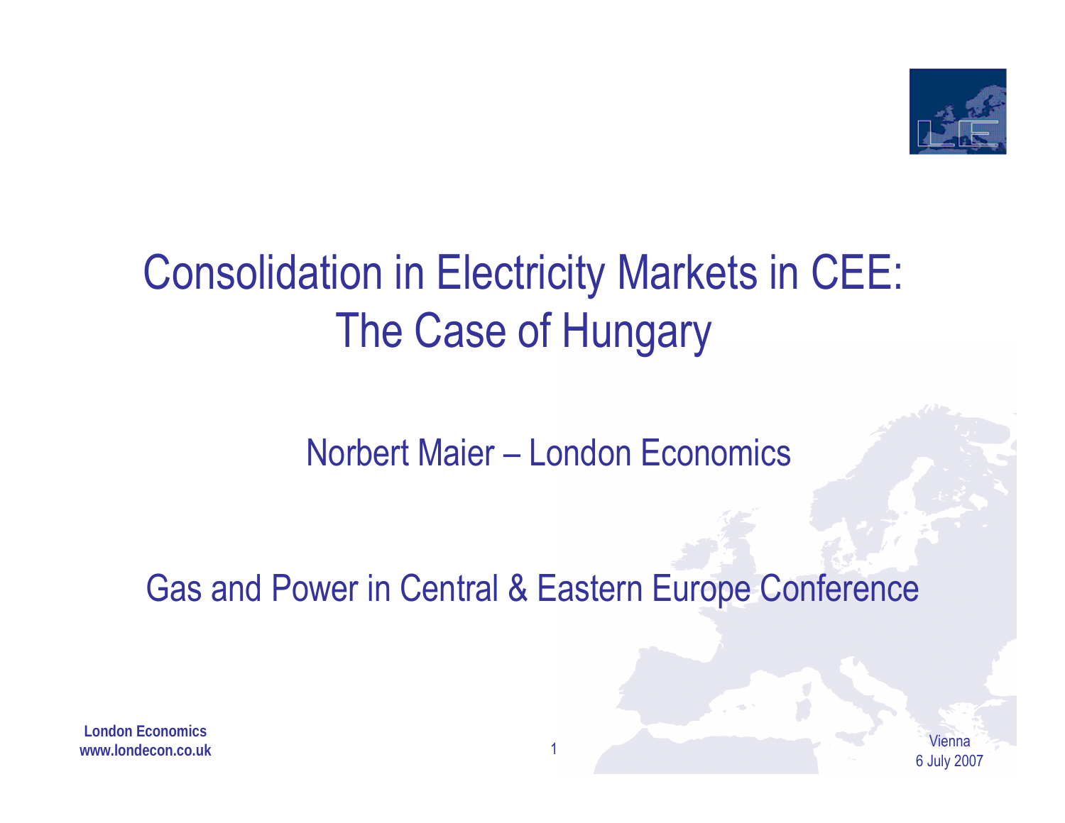# Consolidation in Electricity Markets in CEE: The Case of Hungary

Norbert Maier – London Economics

Gas and Power in Central & Eastern Europe Conference

**London Economics**
**www.londecon.co.uk**

Vienna
6 July 2007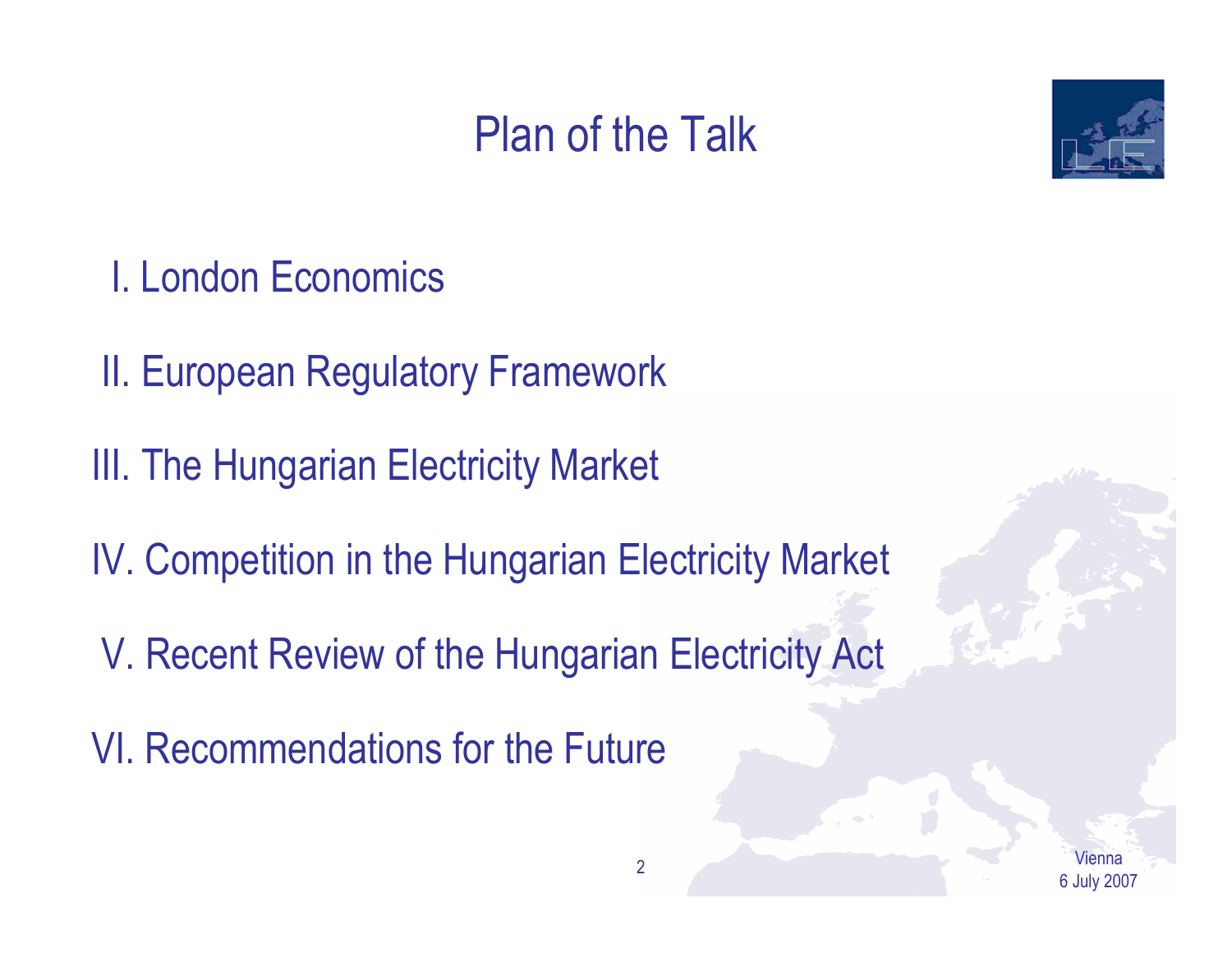# Plan of the Talk

I. London Economics

II. European Regulatory Framework

III. The Hungarian Electricity Market

IV. Competition in the Hungarian Electricity Market

V. Recent Review of the Hungarian Electricity Act

VI. Recommendations for the Future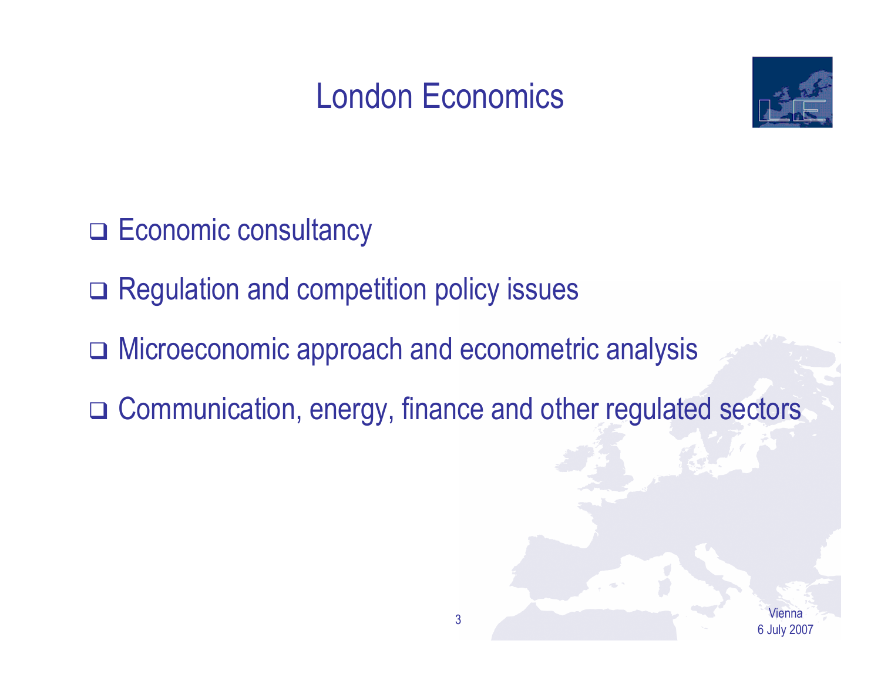# London Economics

- Economic consultancy
- Regulation and competition policy issues
- Microeconomic approach and econometric analysis
- Communication, energy, finance and other regulated sectors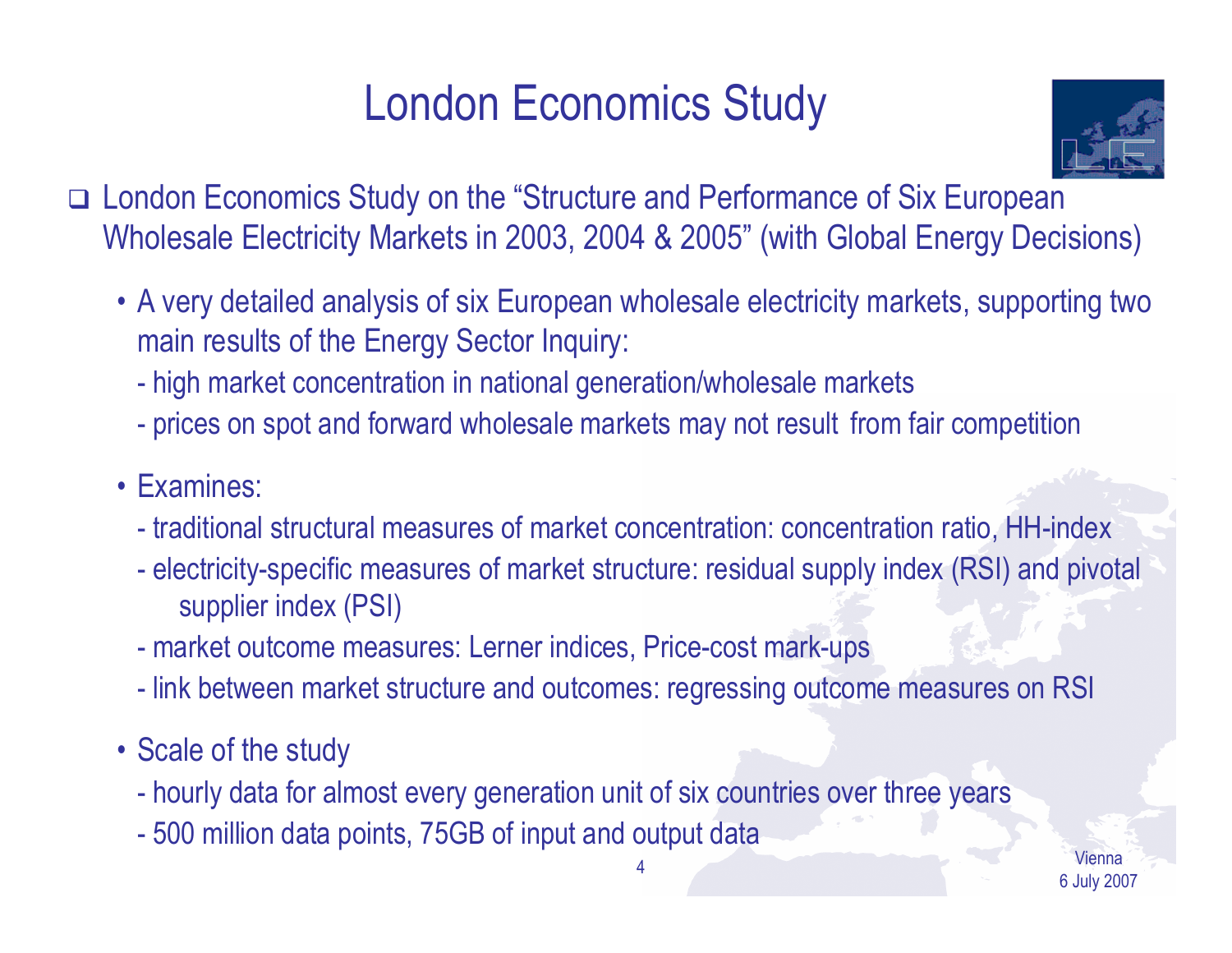# London Economics Study

- London Economics Study on the "Structure and Performance of Six European Wholesale Electricity Markets in 2003, 2004 & 2005" (with Global Energy Decisions)
  - A very detailed analysis of six European wholesale electricity markets, supporting two main results of the Energy Sector Inquiry:
    - high market concentration in national generation/wholesale markets
    - prices on spot and forward wholesale markets may not result from fair competition
  - Examines:
    - traditional structural measures of market concentration: concentration ratio, HH-index
    - electricity-specific measures of market structure: residual supply index (RSI) and pivotal supplier index (PSI)
    - market outcome measures: Lerner indices, Price-cost mark-ups
    - link between market structure and outcomes: regressing outcome measures on RSI
  - Scale of the study
    - hourly data for almost every generation unit of six countries over three years
    - 500 million data points, 75GB of input and output data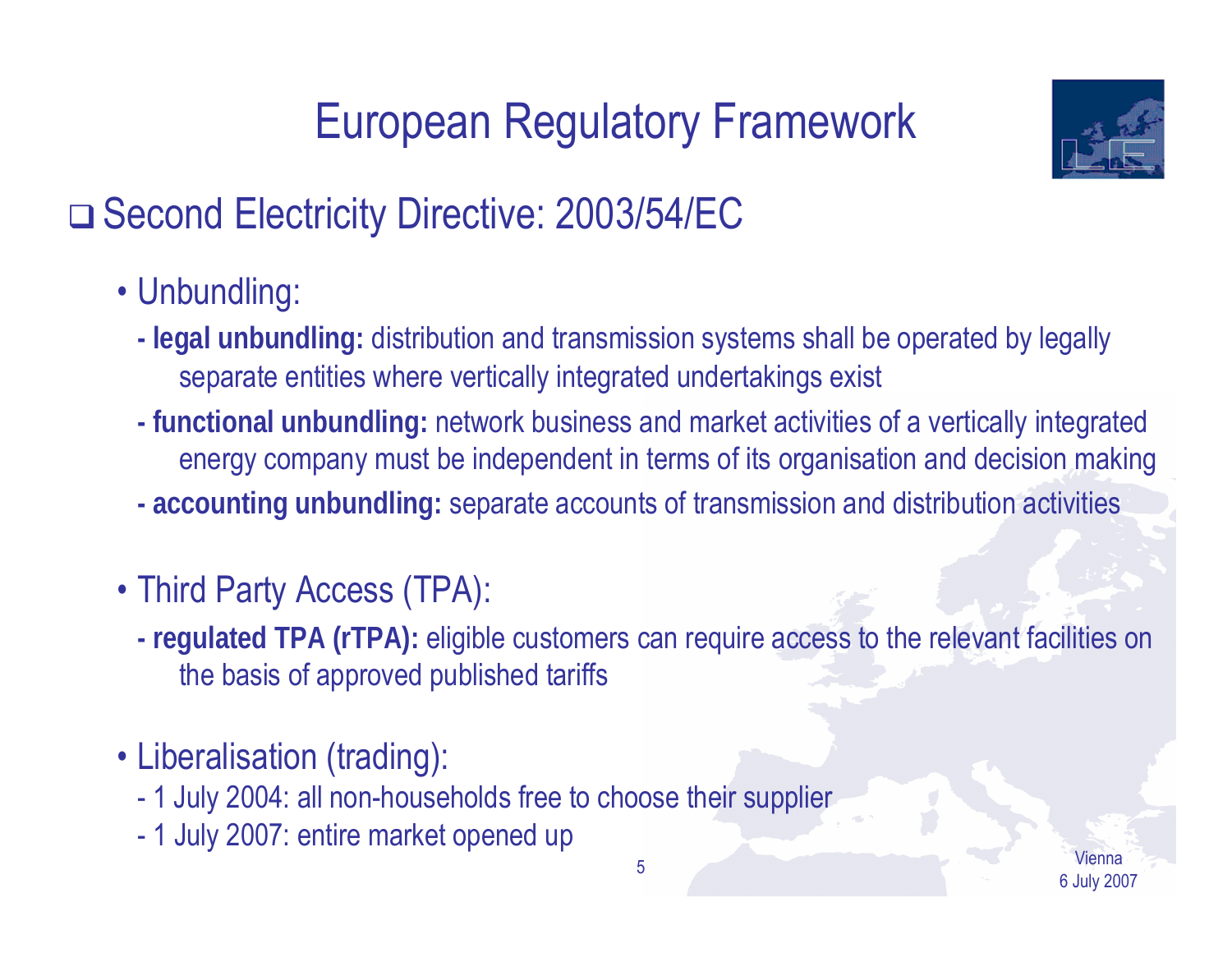# European Regulatory Framework

## ❑ Second Electricity Directive: 2003/54/EC

- Unbundling:
  - **legal unbundling:** distribution and transmission systems shall be operated by legally separate entities where vertically integrated undertakings exist
  - **functional unbundling:** network business and market activities of a vertically integrated energy company must be independent in terms of its organisation and decision making
  - **accounting unbundling:** separate accounts of transmission and distribution activities

- Third Party Access (TPA):
  - **regulated TPA (rTPA):** eligible customers can require access to the relevant facilities on the basis of approved published tariffs

- Liberalisation (trading):
  - 1 July 2004: all non-households free to choose their supplier
  - 1 July 2007: entire market opened up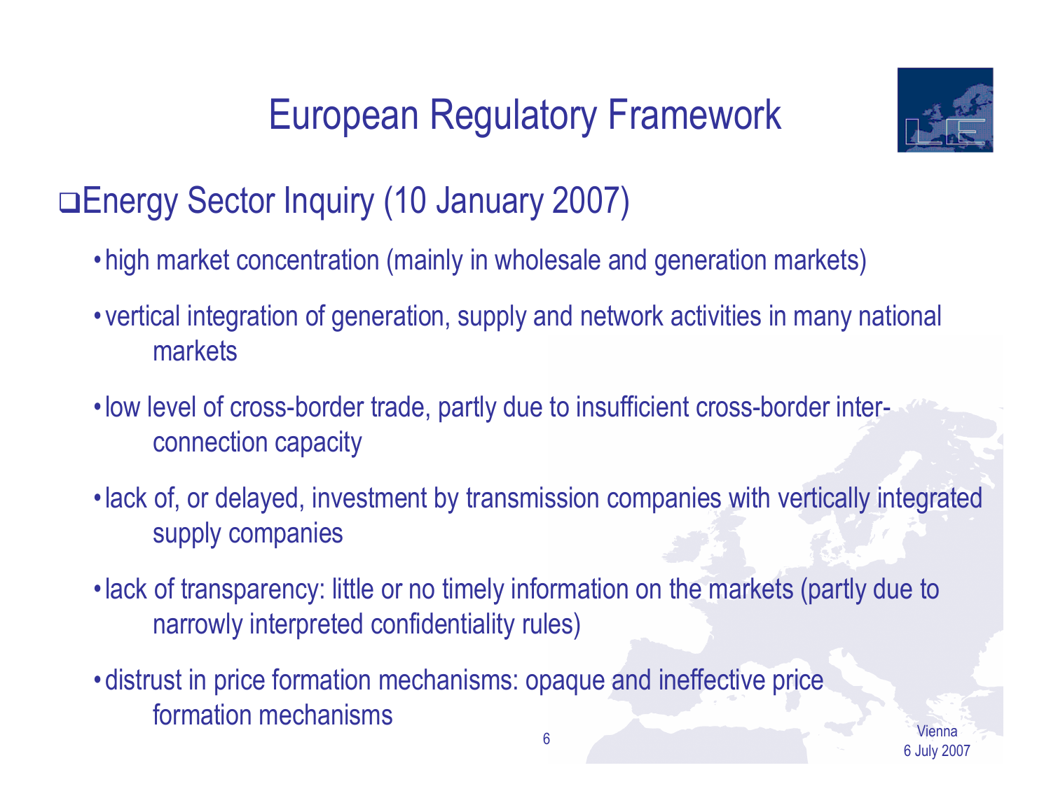# European Regulatory Framework

## Energy Sector Inquiry (10 January 2007)

- high market concentration (mainly in wholesale and generation markets)
- vertical integration of generation, supply and network activities in many national markets
- low level of cross-border trade, partly due to insufficient cross-border inter-connection capacity
- lack of, or delayed, investment by transmission companies with vertically integrated supply companies
- lack of transparency: little or no timely information on the markets (partly due to narrowly interpreted confidentiality rules)
- distrust in price formation mechanisms: opaque and ineffective price formation mechanisms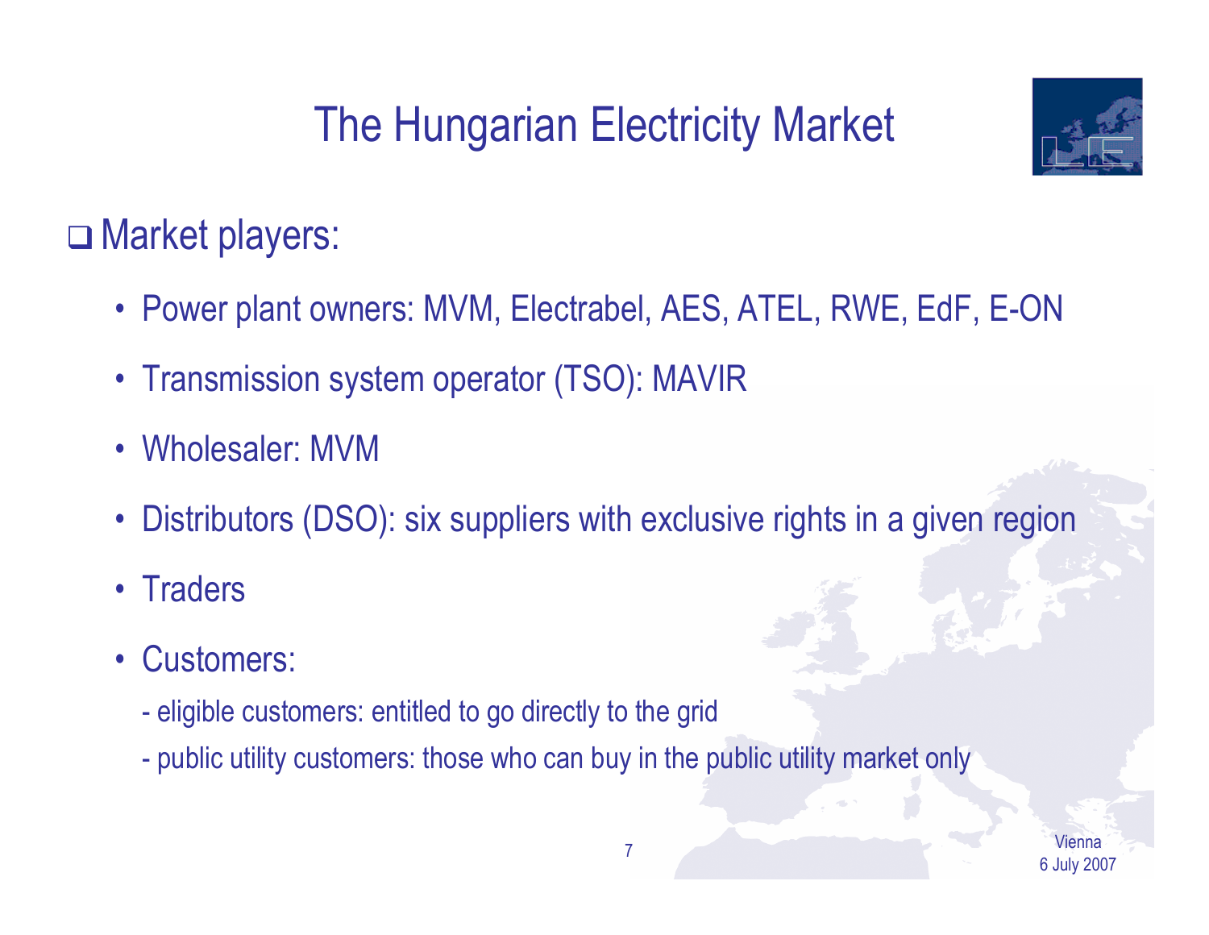# The Hungarian Electricity Market

- Market players:
  - Power plant owners: MVM, Electrabel, AES, ATEL, RWE, EdF, E-ON
  - Transmission system operator (TSO): MAVIR
  - Wholesaler: MVM
  - Distributors (DSO): six suppliers with exclusive rights in a given region
  - Traders
  - Customers:
    - eligible customers: entitled to go directly to the grid
    - public utility customers: those who can buy in the public utility market only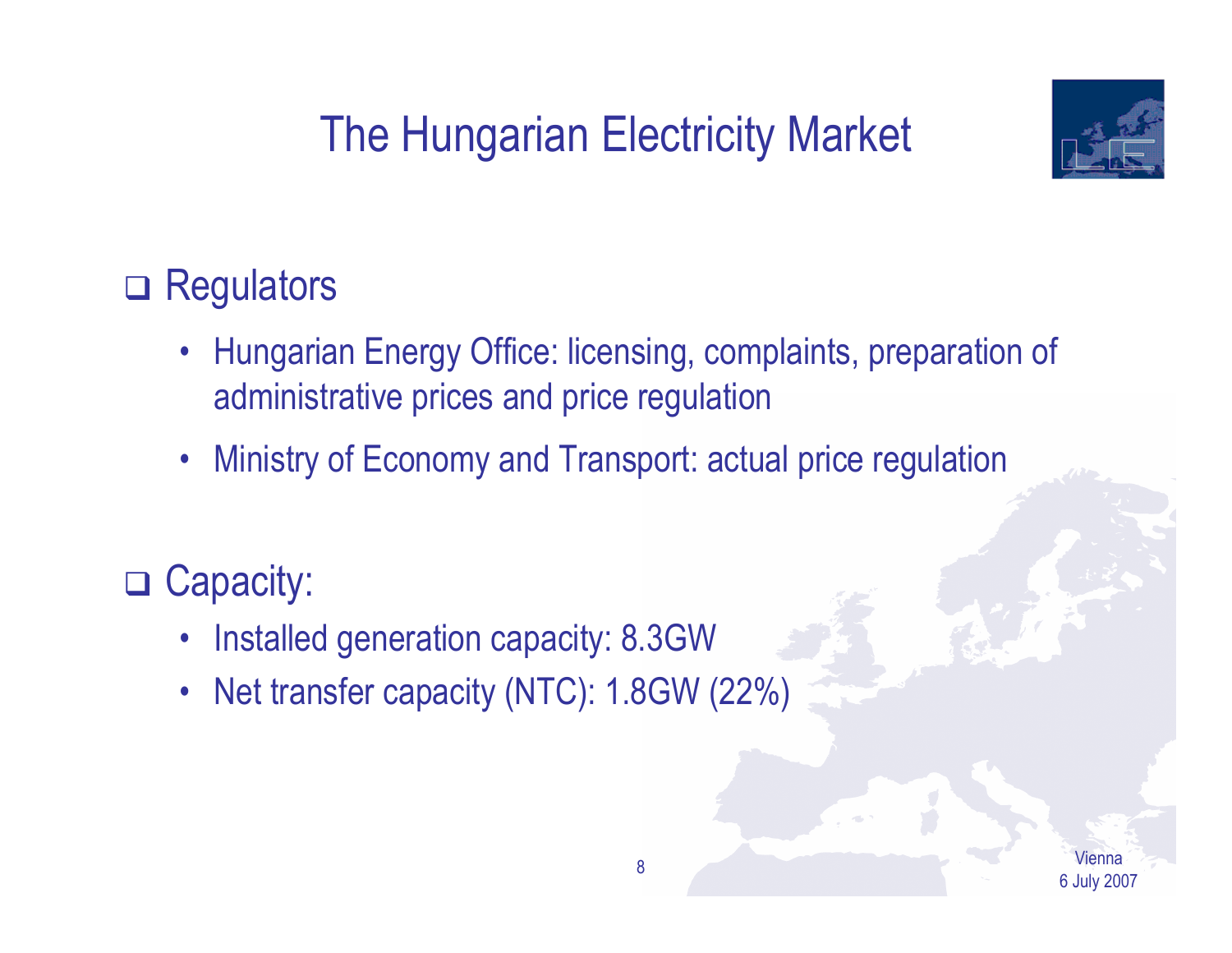# The Hungarian Electricity Market

- Regulators
  - Hungarian Energy Office: licensing, complaints, preparation of administrative prices and price regulation
  - Ministry of Economy and Transport: actual price regulation

- Capacity:
  - Installed generation capacity: 8.3GW
  - Net transfer capacity (NTC): 1.8GW (22%)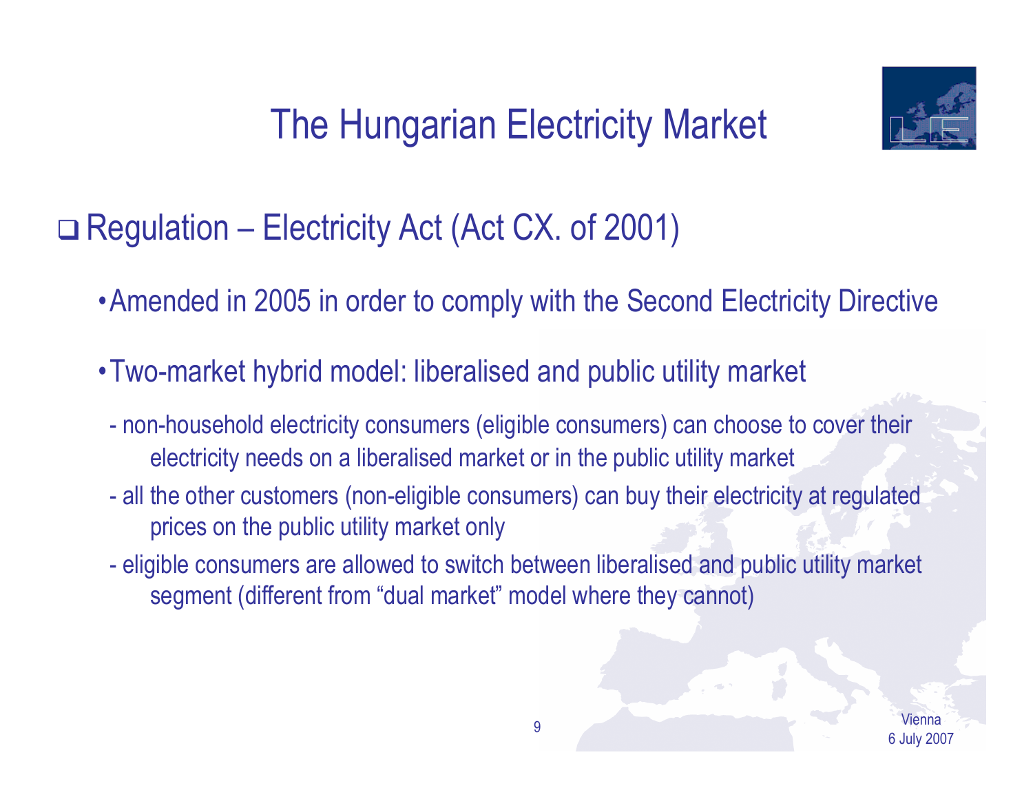# The Hungarian Electricity Market

- Regulation – Electricity Act (Act CX. of 2001)
  - Amended in 2005 in order to comply with the Second Electricity Directive
  - Two-market hybrid model: liberalised and public utility market
    - non-household electricity consumers (eligible consumers) can choose to cover their electricity needs on a liberalised market or in the public utility market
    - all the other customers (non-eligible consumers) can buy their electricity at regulated prices on the public utility market only
    - eligible consumers are allowed to switch between liberalised and public utility market segment (different from "dual market" model where they cannot)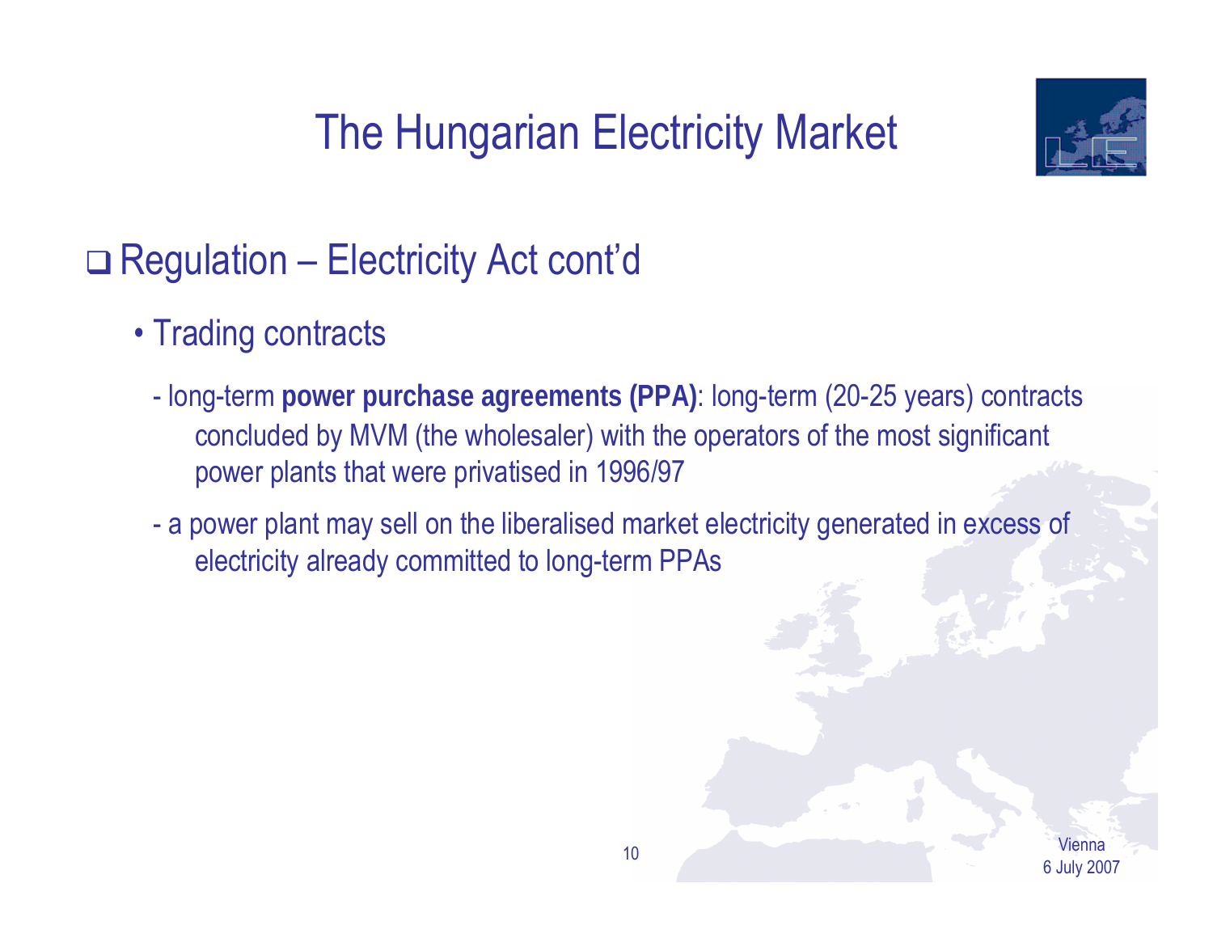# The Hungarian Electricity Market

## Regulation – Electricity Act cont'd

- Trading contracts
  - long-term **power purchase agreements (PPA)**: long-term (20-25 years) contracts concluded by MVM (the wholesaler) with the operators of the most significant power plants that were privatised in 1996/97
  - a power plant may sell on the liberalised market electricity generated in excess of electricity already committed to long-term PPAs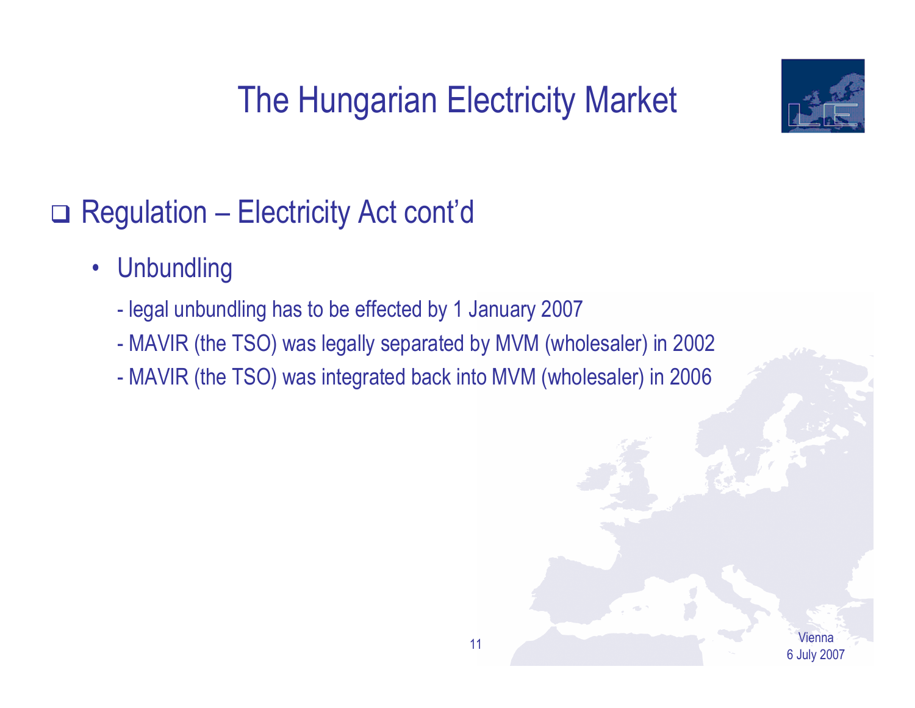# The Hungarian Electricity Market

- Regulation – Electricity Act cont'd
  - Unbundling
    - legal unbundling has to be effected by 1 January 2007
    - MAVIR (the TSO) was legally separated by MVM (wholesaler) in 2002
    - MAVIR (the TSO) was integrated back into MVM (wholesaler) in 2006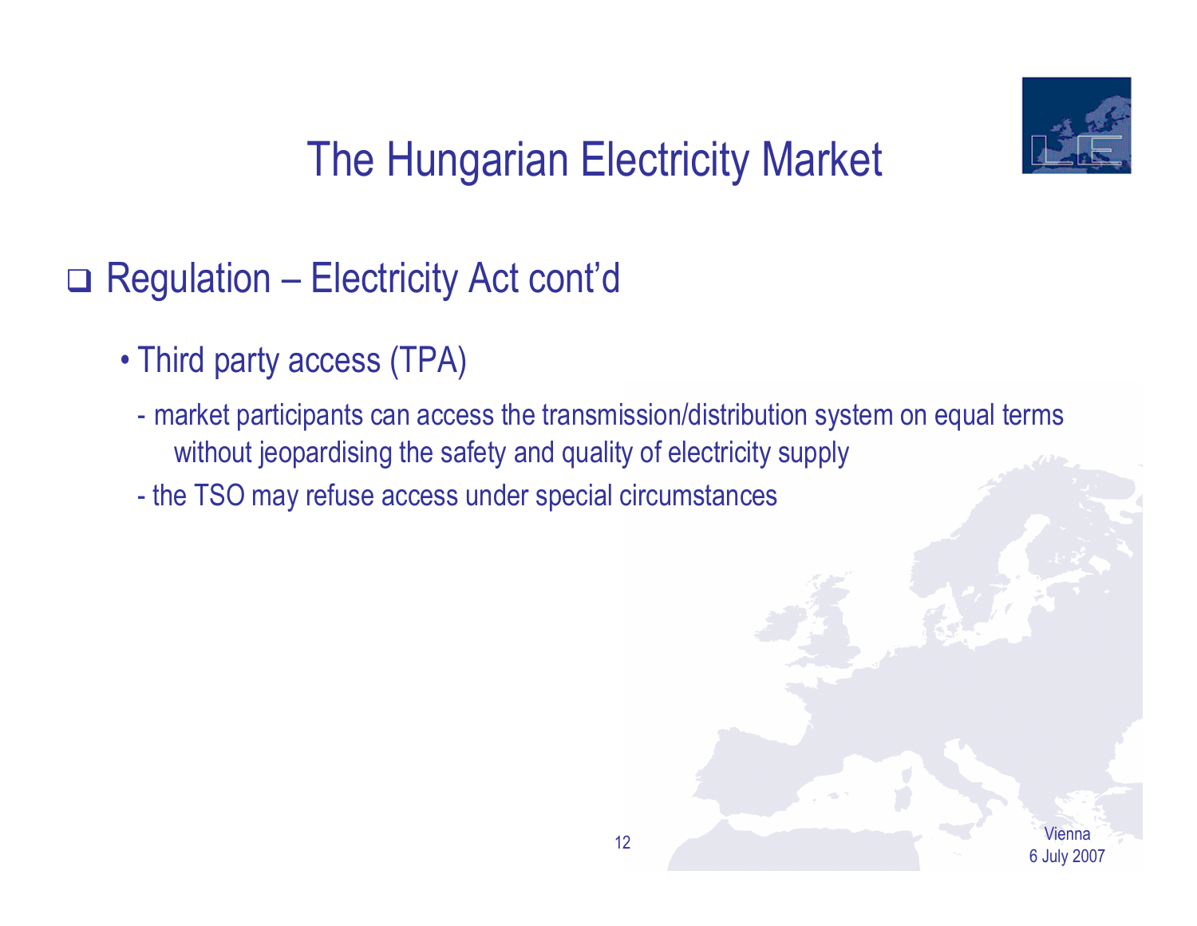# The Hungarian Electricity Market

- Regulation – Electricity Act cont'd

  - Third party access (TPA)

    - market participants can access the transmission/distribution system on equal terms without jeopardising the safety and quality of electricity supply
    - the TSO may refuse access under special circumstances

Vienna
6 July 2007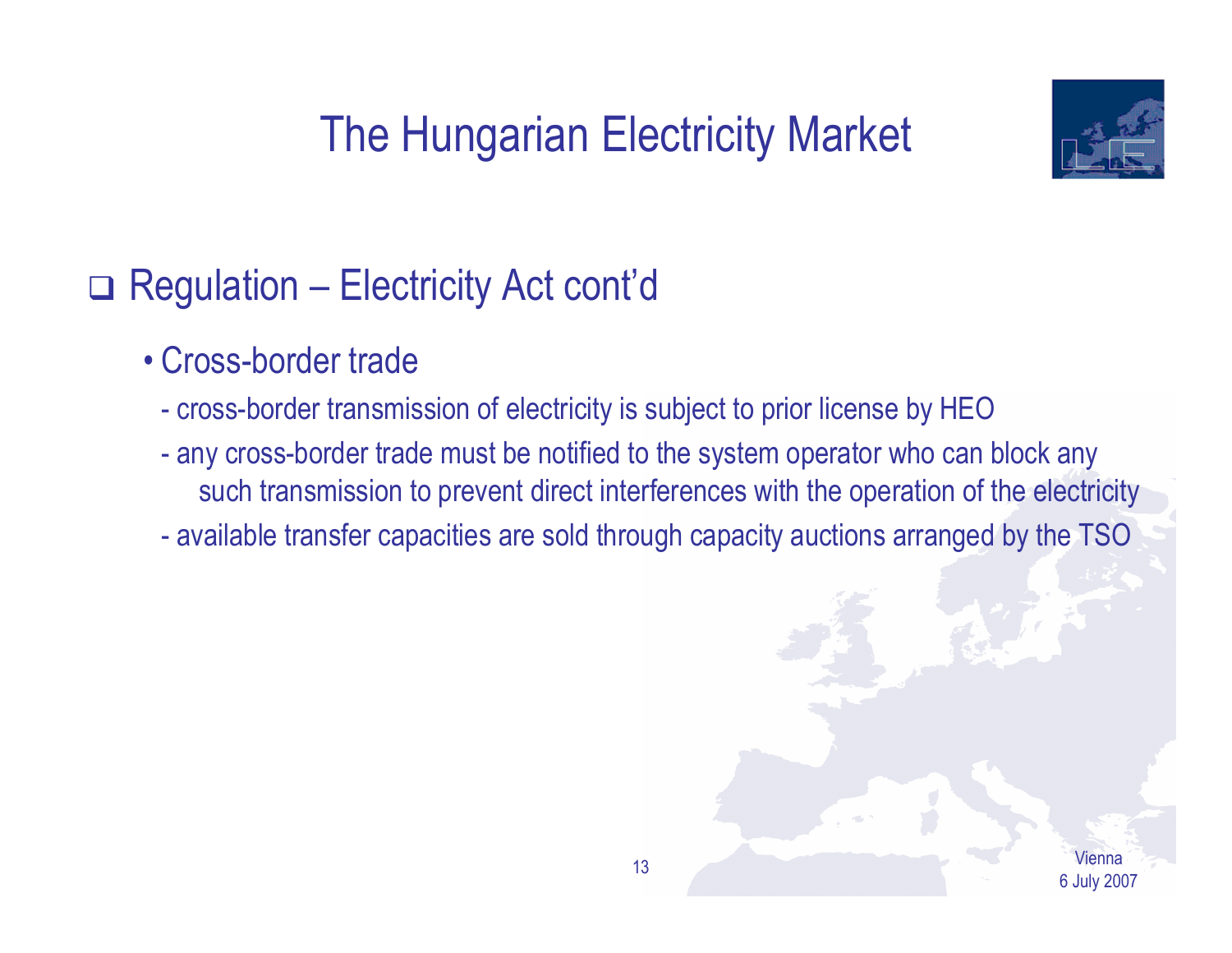# The Hungarian Electricity Market

- Regulation – Electricity Act cont'd
  - Cross-border trade
    - cross-border transmission of electricity is subject to prior license by HEO
    - any cross-border trade must be notified to the system operator who can block any such transmission to prevent direct interferences with the operation of the electricity
    - available transfer capacities are sold through capacity auctions arranged by the TSO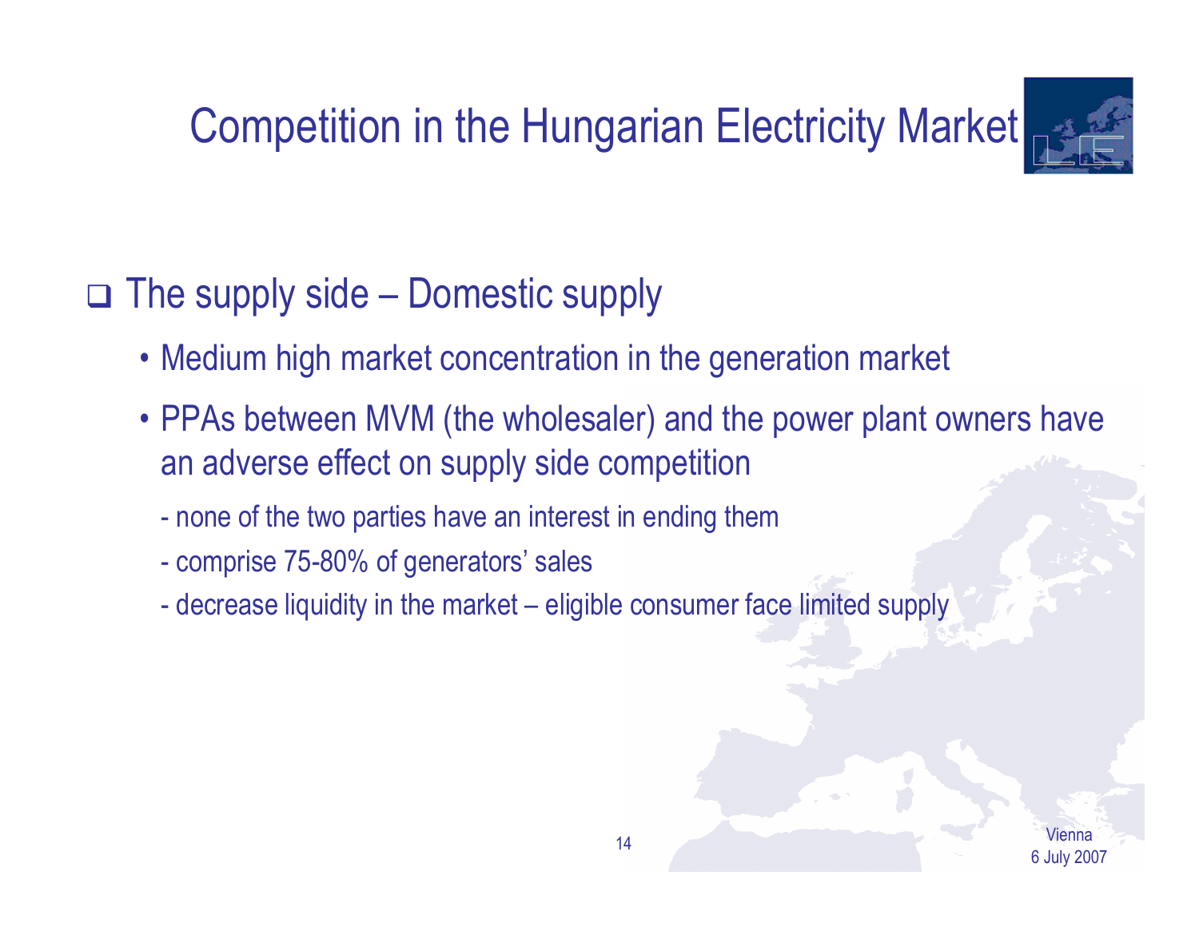# Competition in the Hungarian Electricity Market

## The supply side – Domestic supply

- Medium high market concentration in the generation market
- PPAs between MVM (the wholesaler) and the power plant owners have an adverse effect on supply side competition
  - none of the two parties have an interest in ending them
  - comprise 75-80% of generators' sales
  - decrease liquidity in the market – eligible consumer face limited supply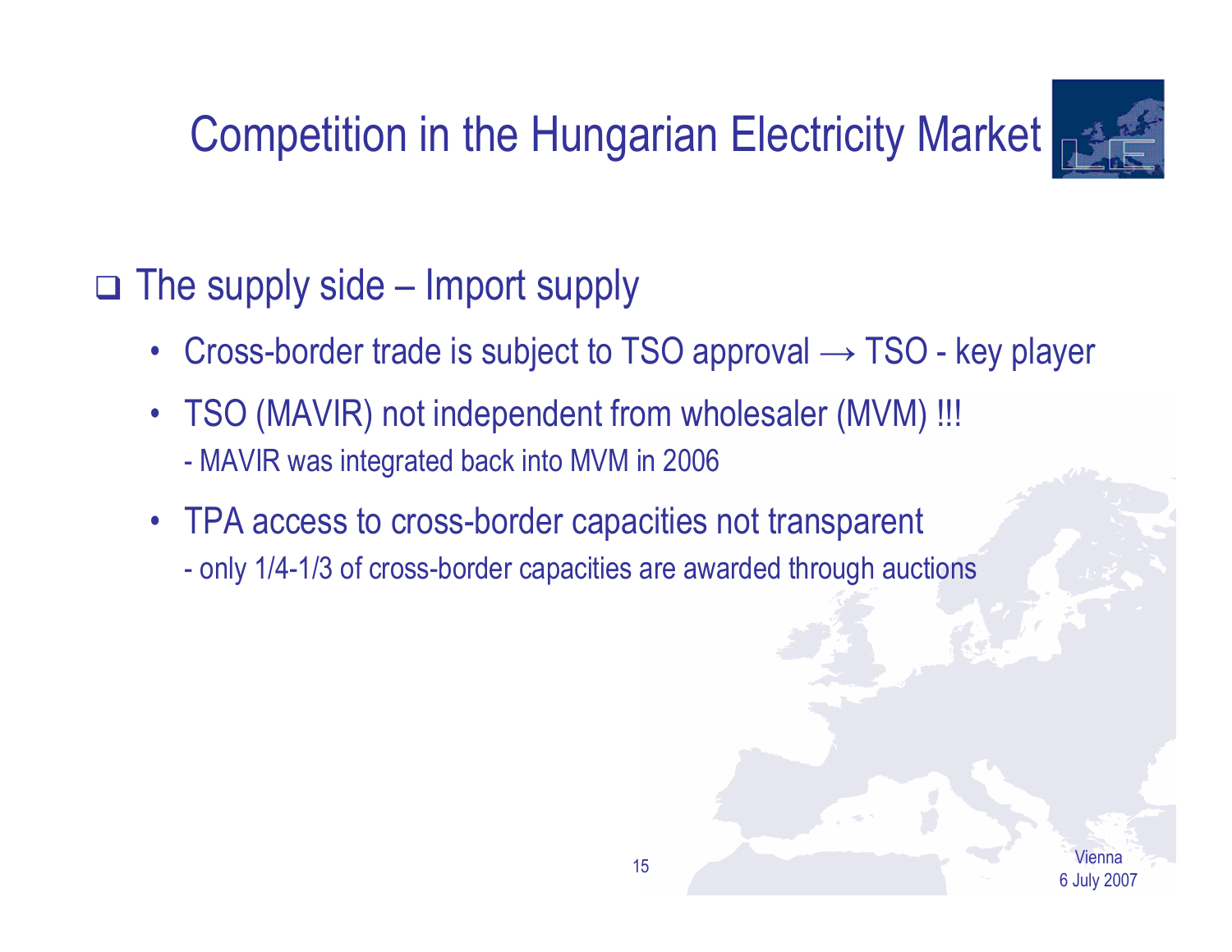# Competition in the Hungarian Electricity Market

- The supply side – Import supply
  - Cross-border trade is subject to TSO approval → TSO - key player
  - TSO (MAVIR) not independent from wholesaler (MVM) !!!
    - MAVIR was integrated back into MVM in 2006
  - TPA access to cross-border capacities not transparent
    - only 1/4-1/3 of cross-border capacities are awarded through auctions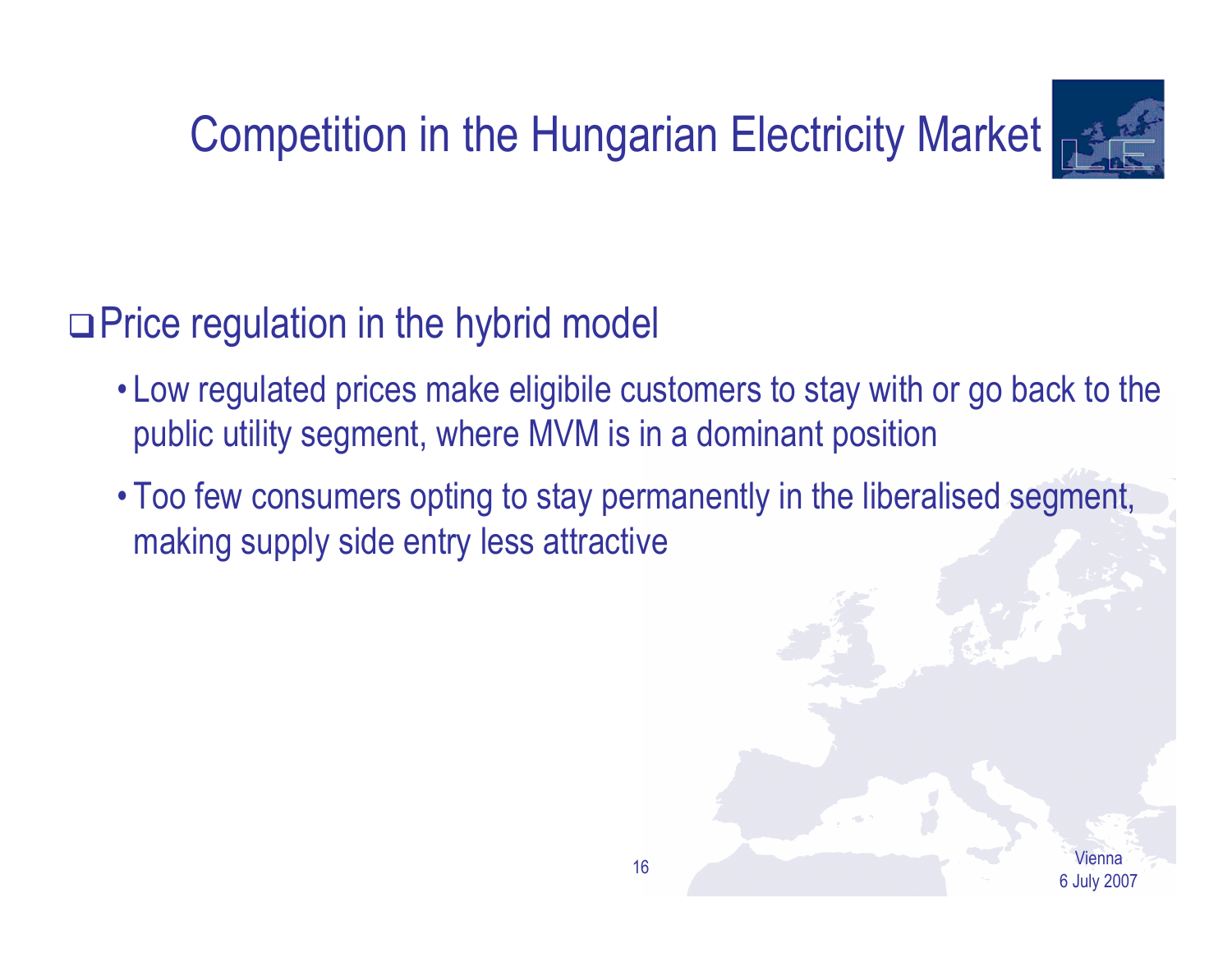# Competition in the Hungarian Electricity Market

## Price regulation in the hybrid model

- Low regulated prices make eligibile customers to stay with or go back to the public utility segment, where MVM is in a dominant position
- Too few consumers opting to stay permanently in the liberalised segment, making supply side entry less attractive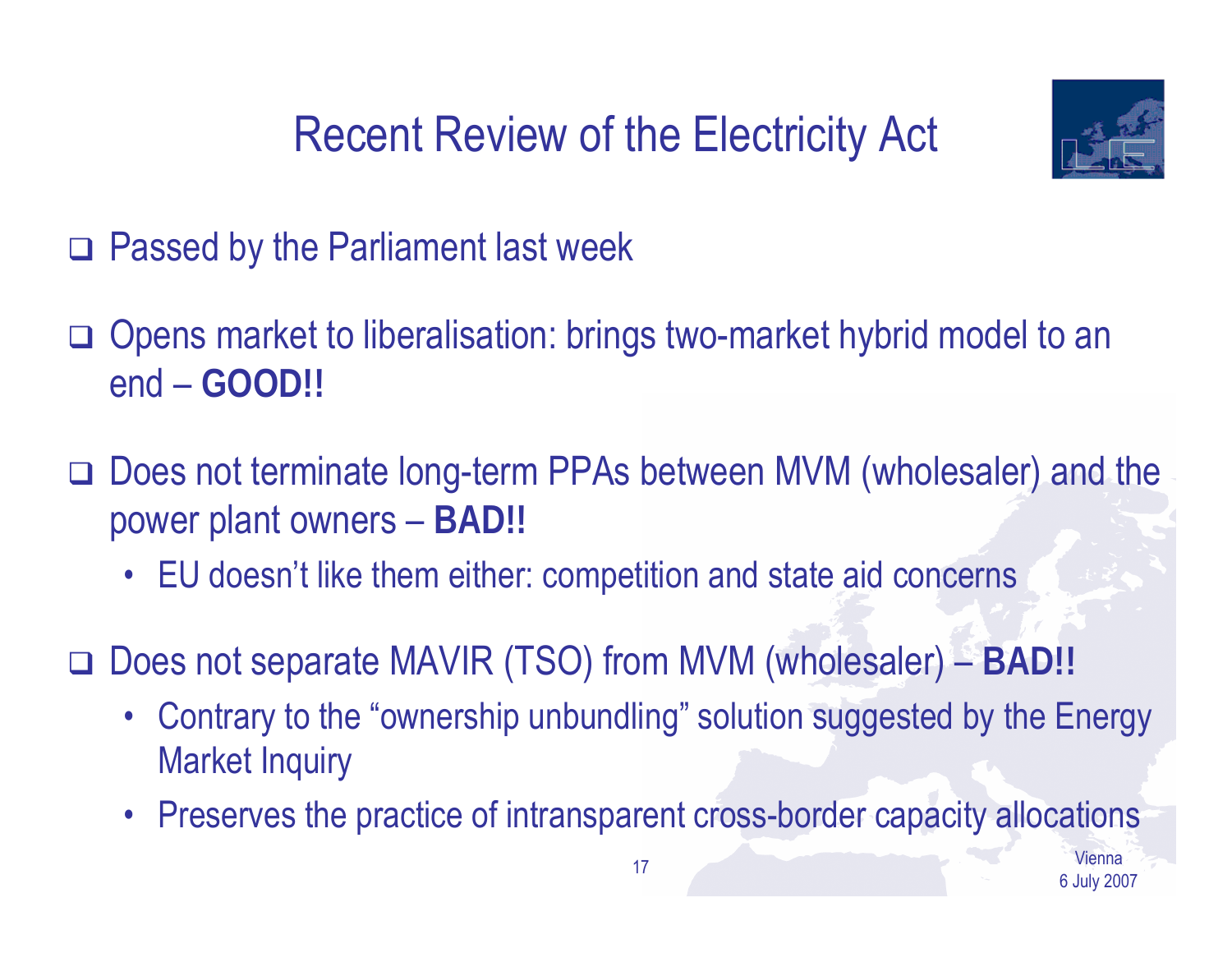# Recent Review of the Electricity Act

- Passed by the Parliament last week
- Opens market to liberalisation: brings two-market hybrid model to an end – **GOOD!!**
- Does not terminate long-term PPAs between MVM (wholesaler) and the power plant owners – **BAD!!**
  - EU doesn't like them either: competition and state aid concerns
- Does not separate MAVIR (TSO) from MVM (wholesaler) – **BAD!!**
  - Contrary to the "ownership unbundling" solution suggested by the Energy Market Inquiry
  - Preserves the practice of intransparent cross-border capacity allocations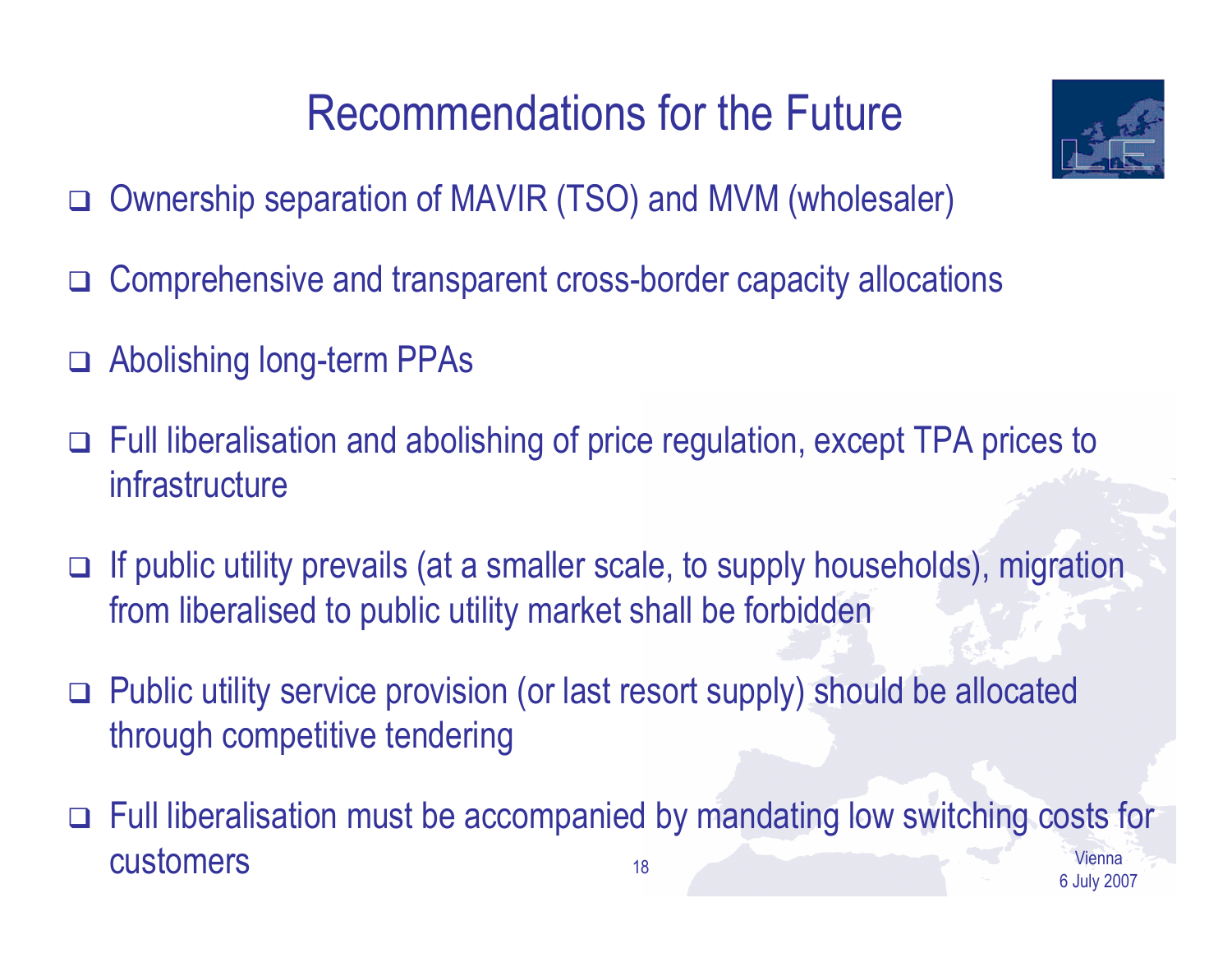# Recommendations for the Future

- Ownership separation of MAVIR (TSO) and MVM (wholesaler)
- Comprehensive and transparent cross-border capacity allocations
- Abolishing long-term PPAs
- Full liberalisation and abolishing of price regulation, except TPA prices to infrastructure
- If public utility prevails (at a smaller scale, to supply households), migration from liberalised to public utility market shall be forbidden
- Public utility service provision (or last resort supply) should be allocated through competitive tendering
- Full liberalisation must be accompanied by mandating low switching costs for customers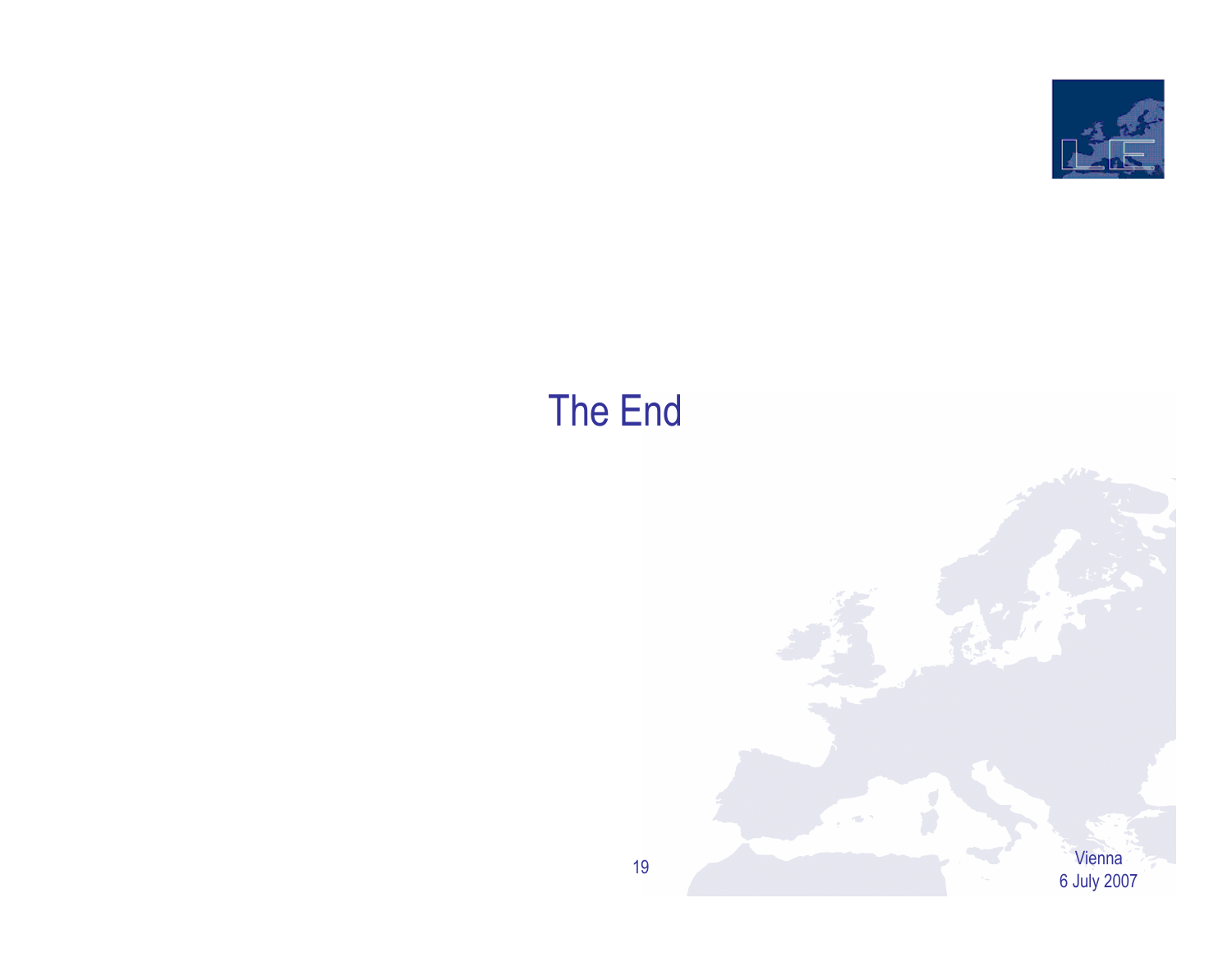# The End